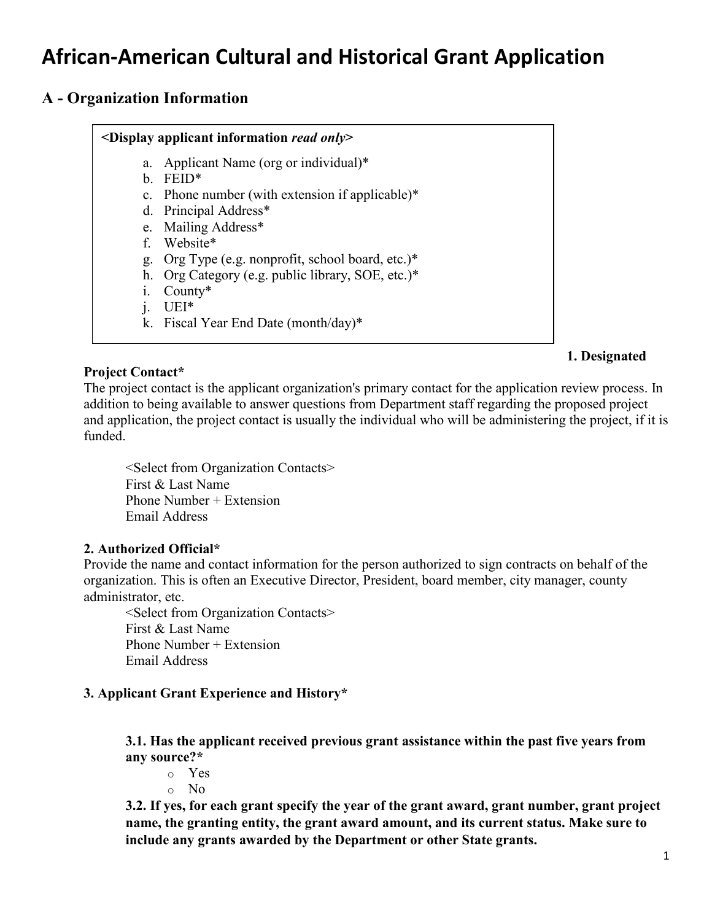# African-American Cultural and Historical Grant Application

## A - Organization Information

**<Display applicant information *read only*>**

a. Applicant Name (org or individual)*
b. FEID*
c. Phone number (with extension if applicable)*
d. Principal Address*
e. Mailing Address*
f. Website*
g. Org Type (e.g. nonprofit, school board, etc.)*
h. Org Category (e.g. public library, SOE, etc.)*
i. County*
j. UEI*
k. Fiscal Year End Date (month/day)*

**1. Designated Project Contact***

The project contact is the applicant organization's primary contact for the application review process. In addition to being available to answer questions from Department staff regarding the proposed project and application, the project contact is usually the individual who will be administering the project, if it is funded.

<Select from Organization Contacts>
First & Last Name
Phone Number + Extension
Email Address

**2. Authorized Official***

Provide the name and contact information for the person authorized to sign contracts on behalf of the organization. This is often an Executive Director, President, board member, city manager, county administrator, etc.

<Select from Organization Contacts>
First & Last Name
Phone Number + Extension
Email Address

**3. Applicant Grant Experience and History***

**3.1. Has the applicant received previous grant assistance within the past five years from any source?***

- Yes
- No

**3.2. If yes, for each grant specify the year of the grant award, grant number, grant project name, the granting entity, the grant award amount, and its current status. Make sure to include any grants awarded by the Department or other State grants.**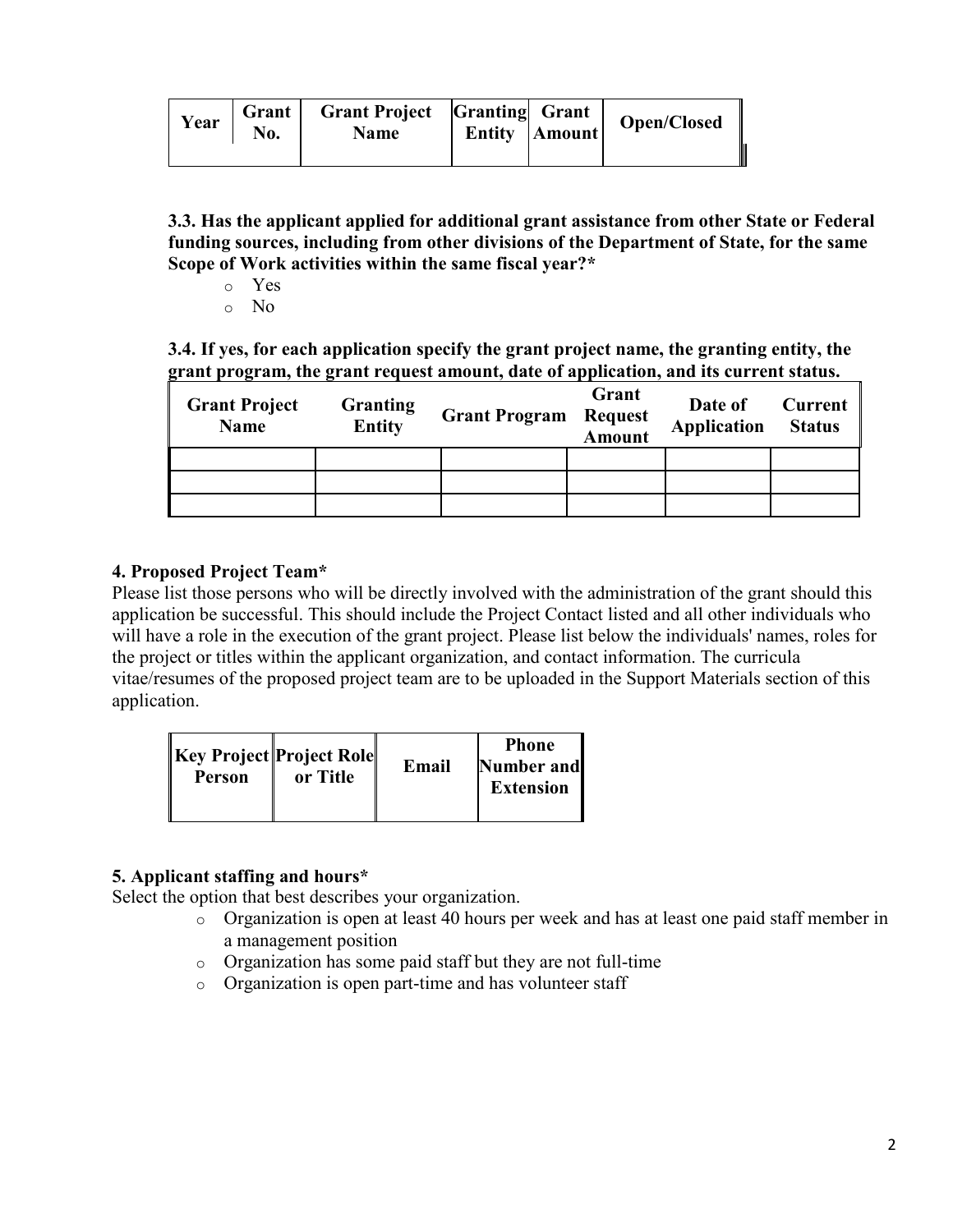| Year | Grant No. | Grant Project Name | Granting Entity | Grant Amount | Open/Closed |
|---|---|---|---|---|---|
| | | | | | |

**3.3. Has the applicant applied for additional grant assistance from other State or Federal funding sources, including from other divisions of the Department of State, for the same Scope of Work activities within the same fiscal year?***

- Yes
- No

**3.4. If yes, for each application specify the grant project name, the granting entity, the grant program, the grant request amount, date of application, and its current status.**

| Grant Project Name | Granting Entity | Grant Program | Grant Request Amount | Date of Application | Current Status |
|---|---|---|---|---|---|
| | | | | | |
| | | | | | |
| | | | | | |

**4. Proposed Project Team***

Please list those persons who will be directly involved with the administration of the grant should this application be successful. This should include the Project Contact listed and all other individuals who will have a role in the execution of the grant project. Please list below the individuals' names, roles for the project or titles within the applicant organization, and contact information. The curricula vitae/resumes of the proposed project team are to be uploaded in the Support Materials section of this application.

| Key Project Person | Project Role or Title | Email | Phone Number and Extension |
|---|---|---|---|
| | | | |

**5. Applicant staffing and hours***

Select the option that best describes your organization.

- Organization is open at least 40 hours per week and has at least one paid staff member in a management position
- Organization has some paid staff but they are not full-time
- Organization is open part-time and has volunteer staff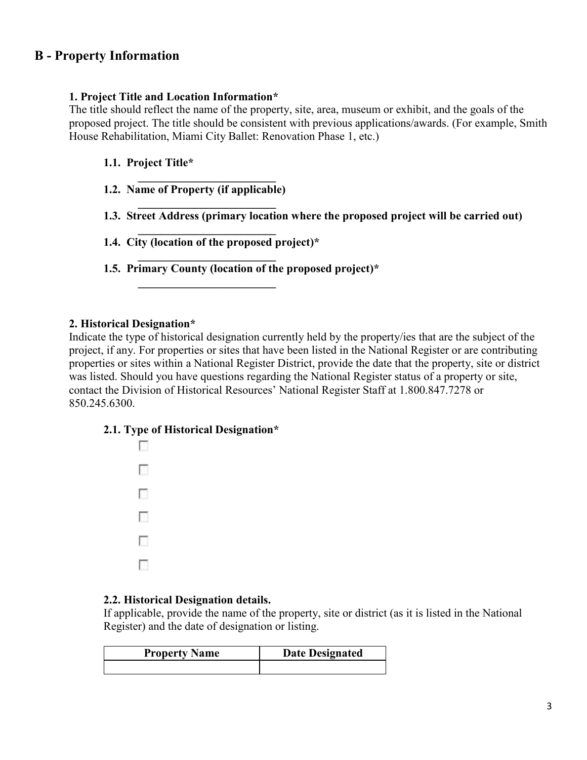## B - Property Information

**1. Project Title and Location Information***

The title should reflect the name of the property, site, area, museum or exhibit, and the goals of the proposed project. The title should be consistent with previous applications/awards. (For example, Smith House Rehabilitation, Miami City Ballet: Renovation Phase 1, etc.)

**1.1. Project Title***

________________________

**1.2. Name of Property (if applicable)**

________________________

**1.3. Street Address (primary location where the proposed project will be carried out)**

________________________

**1.4. City (location of the proposed project)***

________________________

**1.5. Primary County (location of the proposed project)***

________________________

**2. Historical Designation***

Indicate the type of historical designation currently held by the property/ies that are the subject of the project, if any. For properties or sites that have been listed in the National Register or are contributing properties or sites within a National Register District, provide the date that the property, site or district was listed. Should you have questions regarding the National Register status of a property or site, contact the Division of Historical Resources' National Register Staff at 1.800.847.7278 or 850.245.6300.

**2.1. Type of Historical Designation***

- ☐
- ☐
- ☐
- ☐
- ☐
- ☐

**2.2. Historical Designation details.**

If applicable, provide the name of the property, site or district (as it is listed in the National Register) and the date of designation or listing.

| Property Name | Date Designated |
| --- | --- |
| | |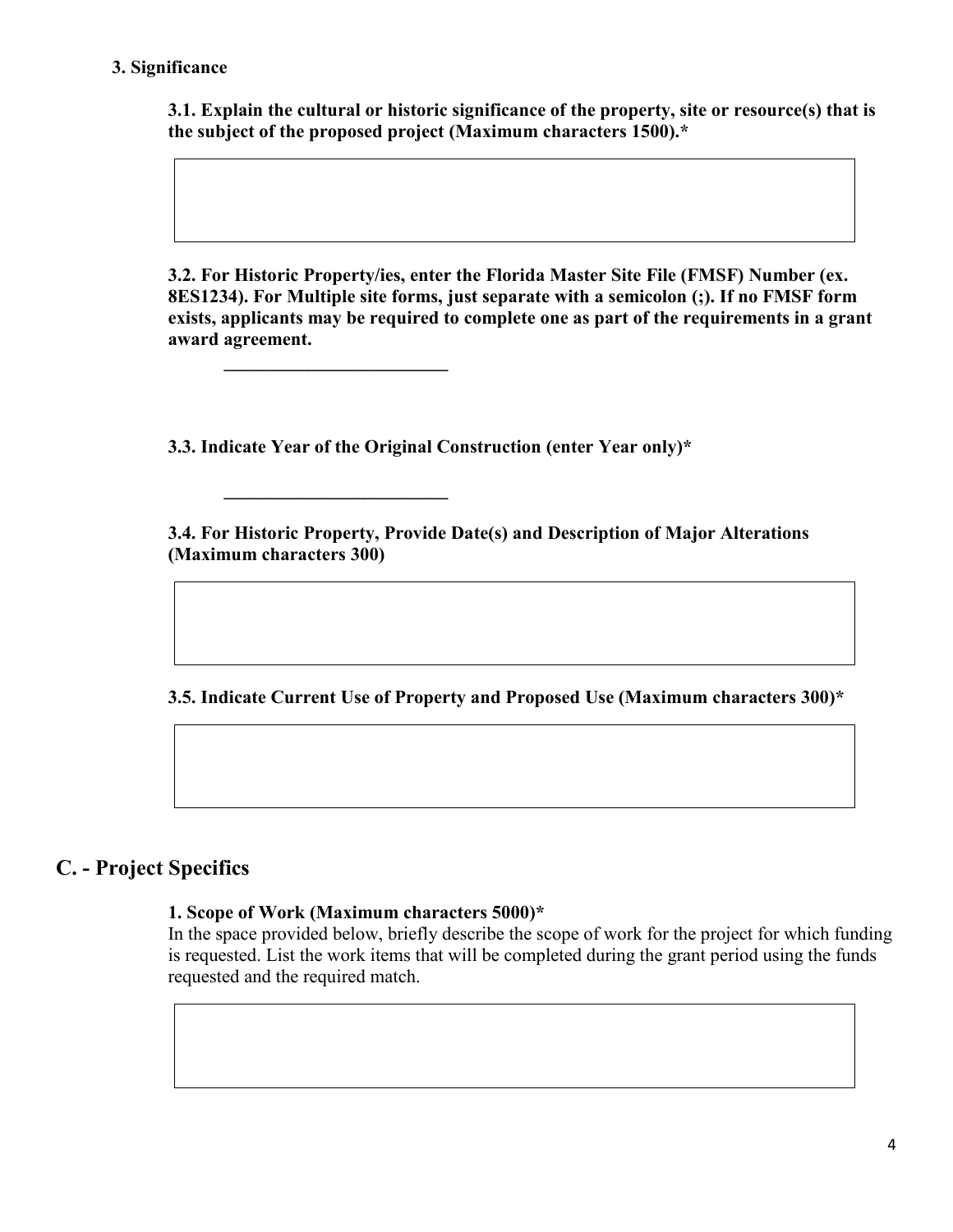**3. Significance**

**3.1. Explain the cultural or historic significance of the property, site or resource(s) that is the subject of the proposed project (Maximum characters 1500).***

**3.2. For Historic Property/ies, enter the Florida Master Site File (FMSF) Number (ex. 8ES1234). For Multiple site forms, just separate with a semicolon (;). If no FMSF form exists, applicants may be required to complete one as part of the requirements in a grant award agreement.**

_________________________

**3.3. Indicate Year of the Original Construction (enter Year only)***

_________________________

**3.4. For Historic Property, Provide Date(s) and Description of Major Alterations (Maximum characters 300)**

**3.5. Indicate Current Use of Property and Proposed Use (Maximum characters 300)***

## C. - Project Specifics

**1. Scope of Work (Maximum characters 5000)***

In the space provided below, briefly describe the scope of work for the project for which funding is requested. List the work items that will be completed during the grant period using the funds requested and the required match.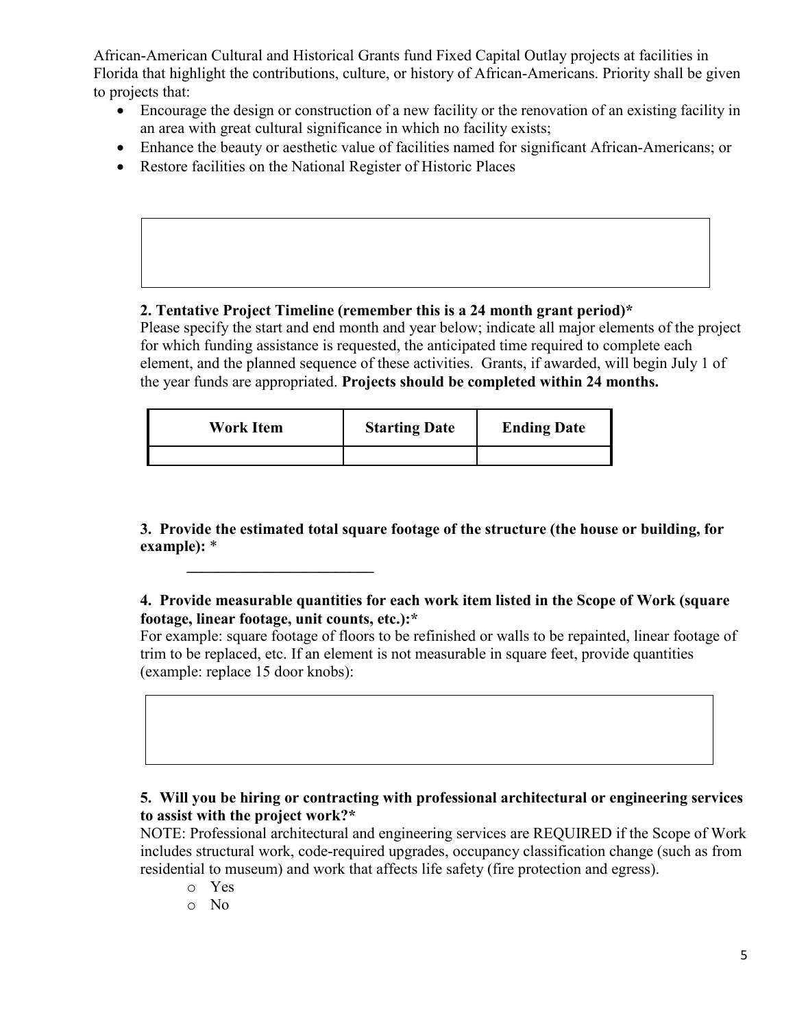African-American Cultural and Historical Grants fund Fixed Capital Outlay projects at facilities in Florida that highlight the contributions, culture, or history of African-Americans. Priority shall be given to projects that:

- Encourage the design or construction of a new facility or the renovation of an existing facility in an area with great cultural significance in which no facility exists;
- Enhance the beauty or aesthetic value of facilities named for significant African-Americans; or
- Restore facilities on the National Register of Historic Places

**2. Tentative Project Timeline (remember this is a 24 month grant period)***

Please specify the start and end month and year below; indicate all major elements of the project for which funding assistance is requested, the anticipated time required to complete each element, and the planned sequence of these activities. Grants, if awarded, will begin July 1 of the year funds are appropriated. **Projects should be completed within 24 months.**

| Work Item | Starting Date | Ending Date |
|---|---|---|
| | | |

**3. Provide the estimated total square footage of the structure (the house or building, for example):** *

________________________

**4. Provide measurable quantities for each work item listed in the Scope of Work (square footage, linear footage, unit counts, etc.):***

For example: square footage of floors to be refinished or walls to be repainted, linear footage of trim to be replaced, etc. If an element is not measurable in square feet, provide quantities (example: replace 15 door knobs):

**5. Will you be hiring or contracting with professional architectural or engineering services to assist with the project work?***

NOTE: Professional architectural and engineering services are REQUIRED if the Scope of Work includes structural work, code-required upgrades, occupancy classification change (such as from residential to museum) and work that affects life safety (fire protection and egress).

- Yes
- No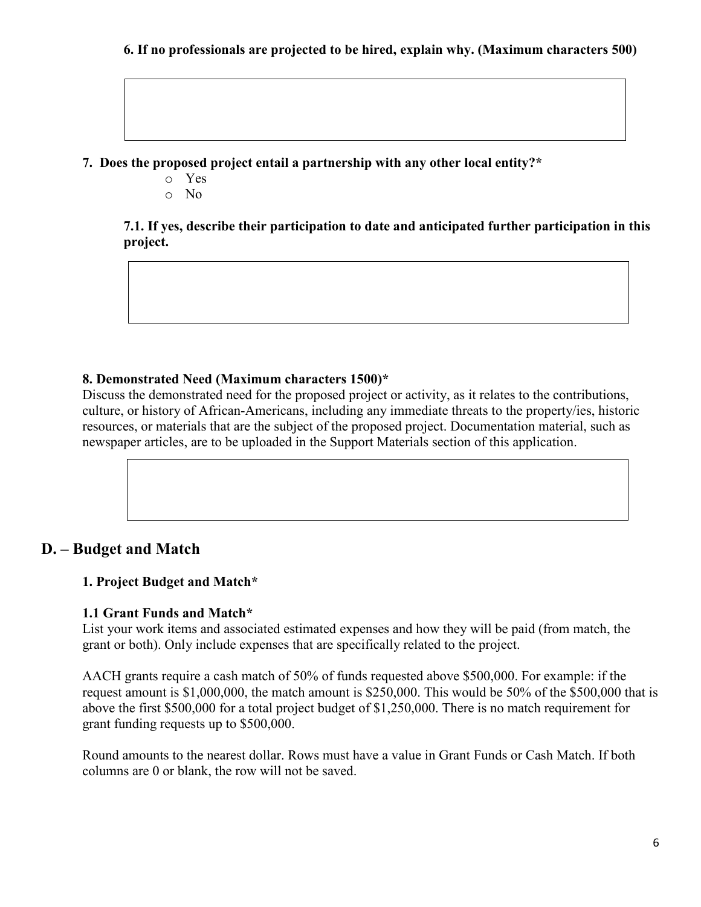**6. If no professionals are projected to be hired, explain why. (Maximum characters 500)**

**7. Does the proposed project entail a partnership with any other local entity?***

- Yes
- No

**7.1. If yes, describe their participation to date and anticipated further participation in this project.**

**8. Demonstrated Need (Maximum characters 1500)***

Discuss the demonstrated need for the proposed project or activity, as it relates to the contributions, culture, or history of African-Americans, including any immediate threats to the property/ies, historic resources, or materials that are the subject of the proposed project. Documentation material, such as newspaper articles, are to be uploaded in the Support Materials section of this application.

## D. – Budget and Match

**1. Project Budget and Match***

**1.1 Grant Funds and Match***

List your work items and associated estimated expenses and how they will be paid (from match, the grant or both). Only include expenses that are specifically related to the project.

AACH grants require a cash match of 50% of funds requested above $500,000. For example: if the request amount is $1,000,000, the match amount is $250,000. This would be 50% of the $500,000 that is above the first $500,000 for a total project budget of $1,250,000. There is no match requirement for grant funding requests up to $500,000.

Round amounts to the nearest dollar. Rows must have a value in Grant Funds or Cash Match. If both columns are 0 or blank, the row will not be saved.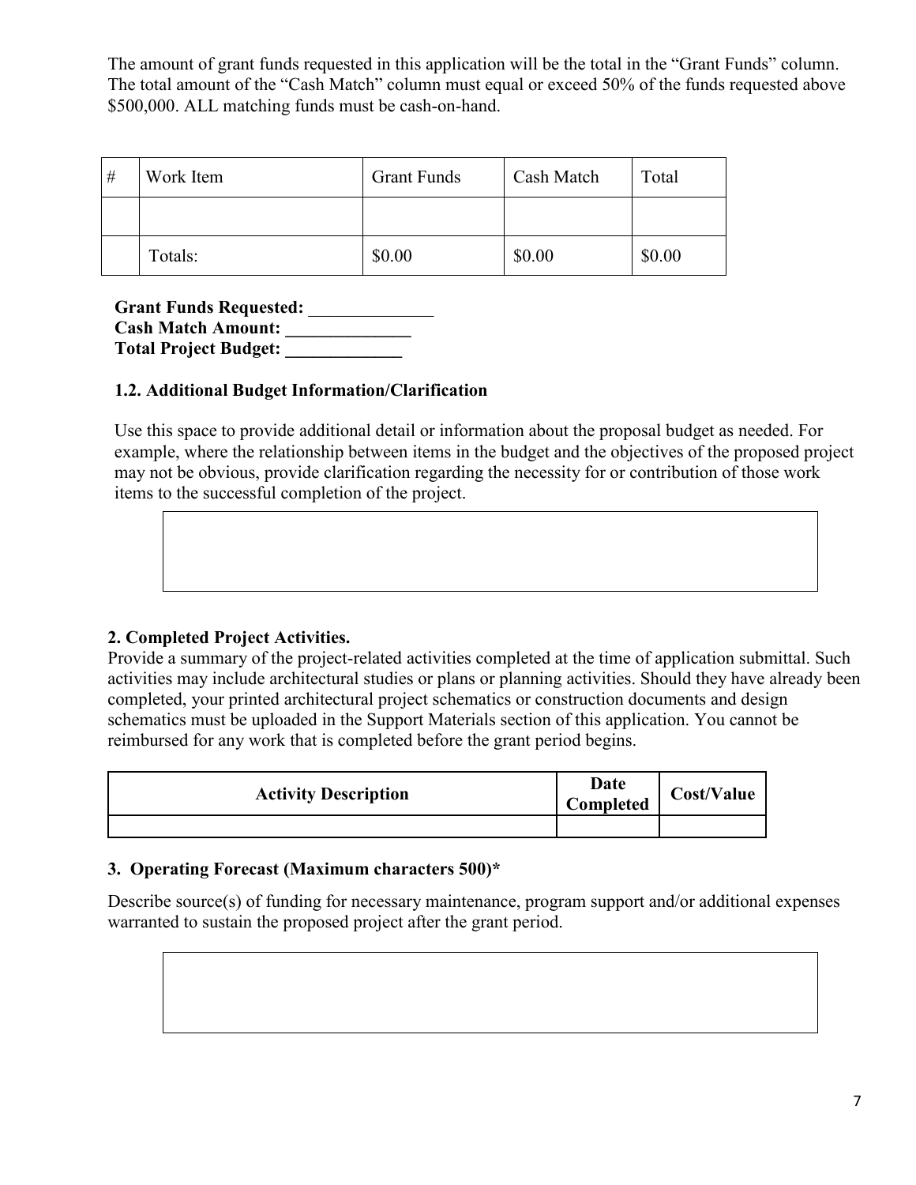The amount of grant funds requested in this application will be the total in the "Grant Funds" column. The total amount of the "Cash Match" column must equal or exceed 50% of the funds requested above $500,000. ALL matching funds must be cash-on-hand.

| # | Work Item | Grant Funds | Cash Match | Total |
|---|---|---|---|---|
| | | | | |
| | Totals: | $0.00 | $0.00 | $0.00 |

**Grant Funds Requested:** ______________
**Cash Match Amount: ______________**
**Total Project Budget: _____________**

### 1.2. Additional Budget Information/Clarification

Use this space to provide additional detail or information about the proposal budget as needed. For example, where the relationship between items in the budget and the objectives of the proposed project may not be obvious, provide clarification regarding the necessity for or contribution of those work items to the successful completion of the project.

### 2. Completed Project Activities.

Provide a summary of the project-related activities completed at the time of application submittal. Such activities may include architectural studies or plans or planning activities. Should they have already been completed, your printed architectural project schematics or construction documents and design schematics must be uploaded in the Support Materials section of this application. You cannot be reimbursed for any work that is completed before the grant period begins.

| Activity Description | Date Completed | Cost/Value |
|---|---|---|
| | | |

### 3. Operating Forecast (Maximum characters 500)*

Describe source(s) of funding for necessary maintenance, program support and/or additional expenses warranted to sustain the proposed project after the grant period.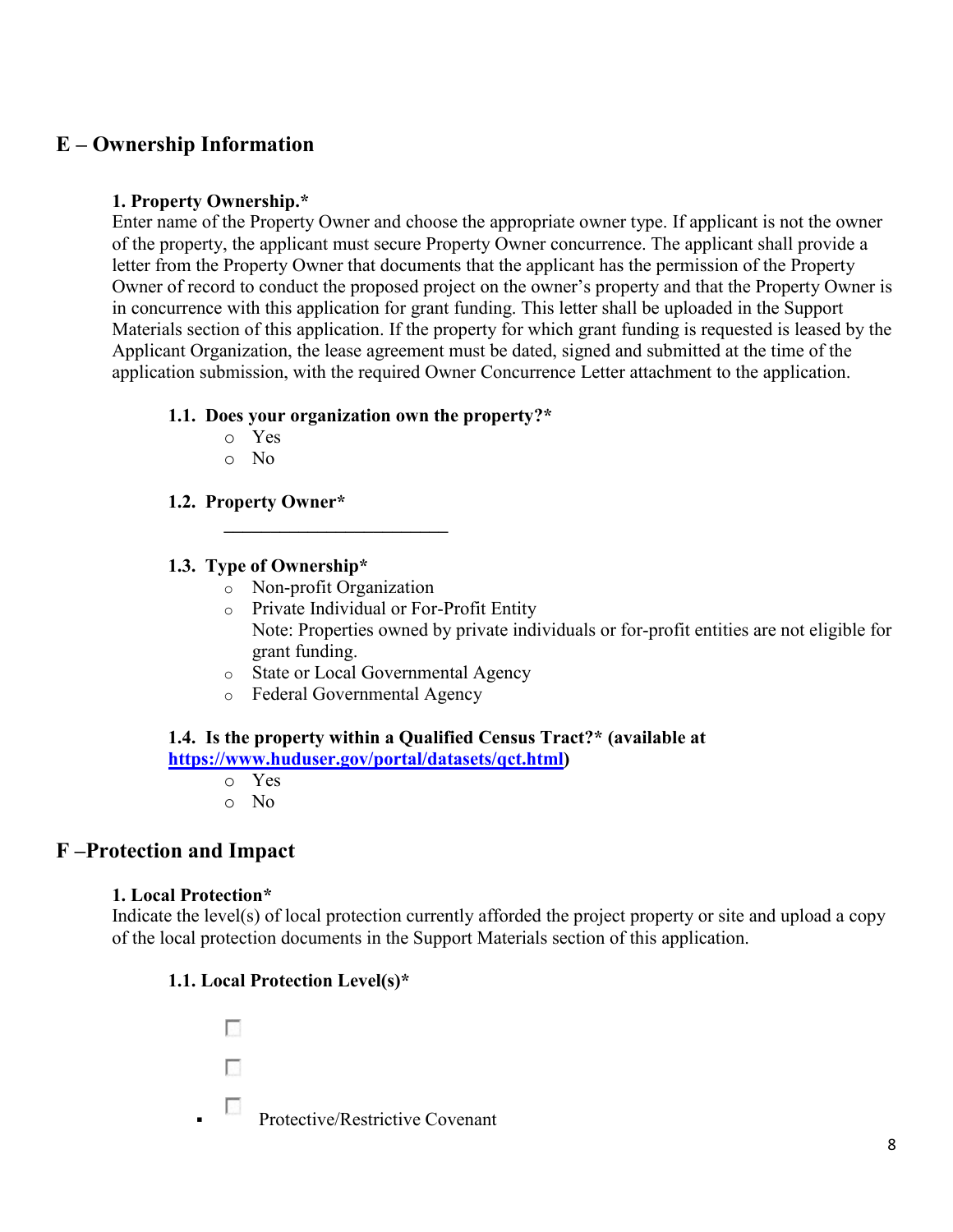## E – Ownership Information

**1. Property Ownership.***
Enter name of the Property Owner and choose the appropriate owner type. If applicant is not the owner of the property, the applicant must secure Property Owner concurrence. The applicant shall provide a letter from the Property Owner that documents that the applicant has the permission of the Property Owner of record to conduct the proposed project on the owner's property and that the Property Owner is in concurrence with this application for grant funding. This letter shall be uploaded in the Support Materials section of this application. If the property for which grant funding is requested is leased by the Applicant Organization, the lease agreement must be dated, signed and submitted at the time of the application submission, with the required Owner Concurrence Letter attachment to the application.

**1.1. Does your organization own the property?***

- Yes
- No

**1.2. Property Owner***

_________________________

**1.3. Type of Ownership***

- Non-profit Organization
- Private Individual or For-Profit Entity
  Note: Properties owned by private individuals or for-profit entities are not eligible for grant funding.
- State or Local Governmental Agency
- Federal Governmental Agency

**1.4. Is the property within a Qualified Census Tract?* (available at [https://www.huduser.gov/portal/datasets/qct.html](https://www.huduser.gov/portal/datasets/qct.html))**

- Yes
- No

## F –Protection and Impact

**1. Local Protection***
Indicate the level(s) of local protection currently afforded the project property or site and upload a copy of the local protection documents in the Support Materials section of this application.

**1.1. Local Protection Level(s)***

- ☐
- ☐
- ☐ Protective/Restrictive Covenant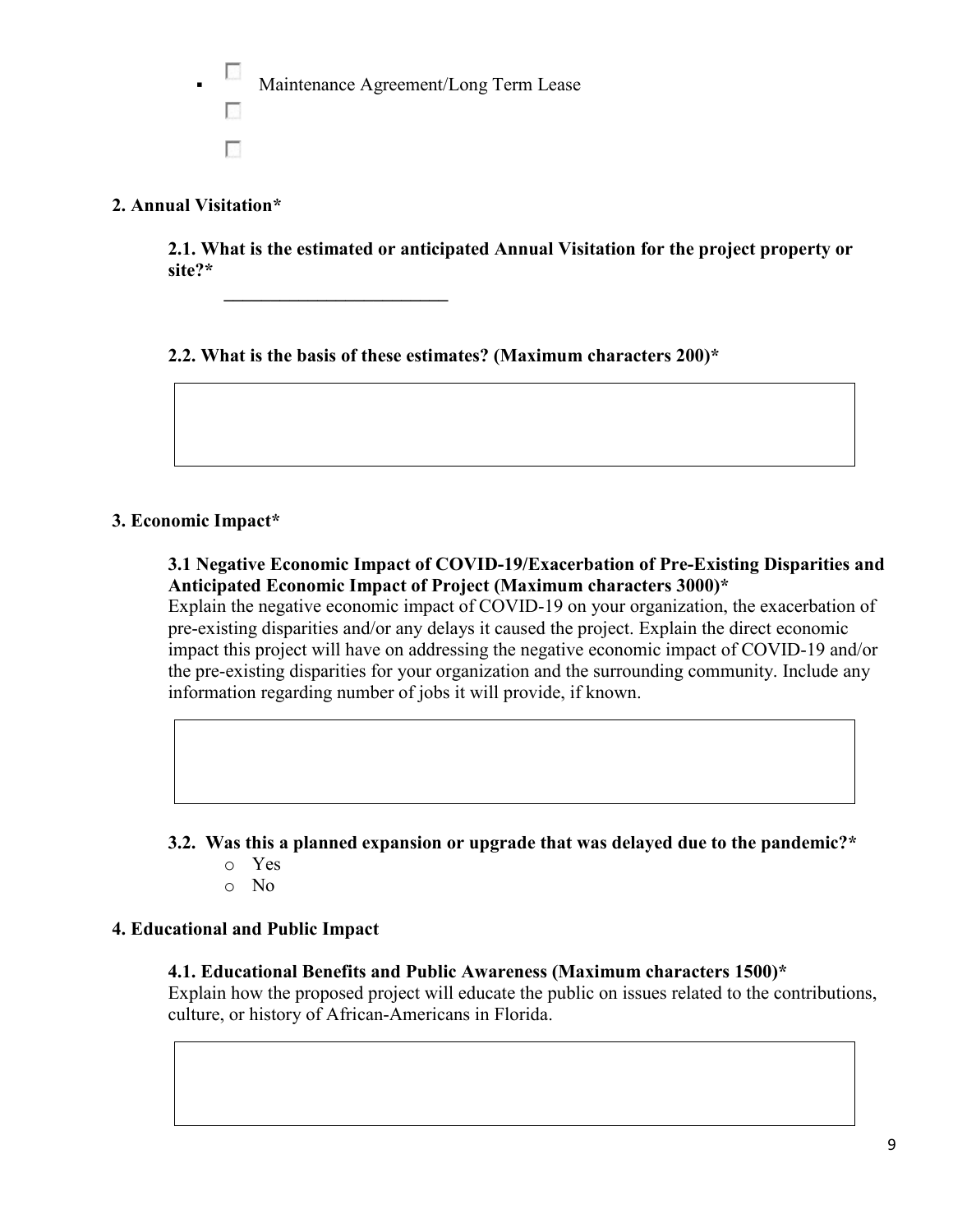- ☐ Maintenance Agreement/Long Term Lease
  - ☐
  - ☐

**2. Annual Visitation***

**2.1. What is the estimated or anticipated Annual Visitation for the project property or site?***

_________________________

**2.2. What is the basis of these estimates? (Maximum characters 200)***

|  |
|---|
|  |

**3. Economic Impact***

**3.1 Negative Economic Impact of COVID-19/Exacerbation of Pre-Existing Disparities and Anticipated Economic Impact of Project (Maximum characters 3000)***

Explain the negative economic impact of COVID-19 on your organization, the exacerbation of pre-existing disparities and/or any delays it caused the project. Explain the direct economic impact this project will have on addressing the negative economic impact of COVID-19 and/or the pre-existing disparities for your organization and the surrounding community. Include any information regarding number of jobs it will provide, if known.

|  |
|---|
|  |

**3.2. Was this a planned expansion or upgrade that was delayed due to the pandemic?***

- Yes
- No

**4. Educational and Public Impact**

**4.1. Educational Benefits and Public Awareness (Maximum characters 1500)***

Explain how the proposed project will educate the public on issues related to the contributions, culture, or history of African-Americans in Florida.

|  |
|---|
|  |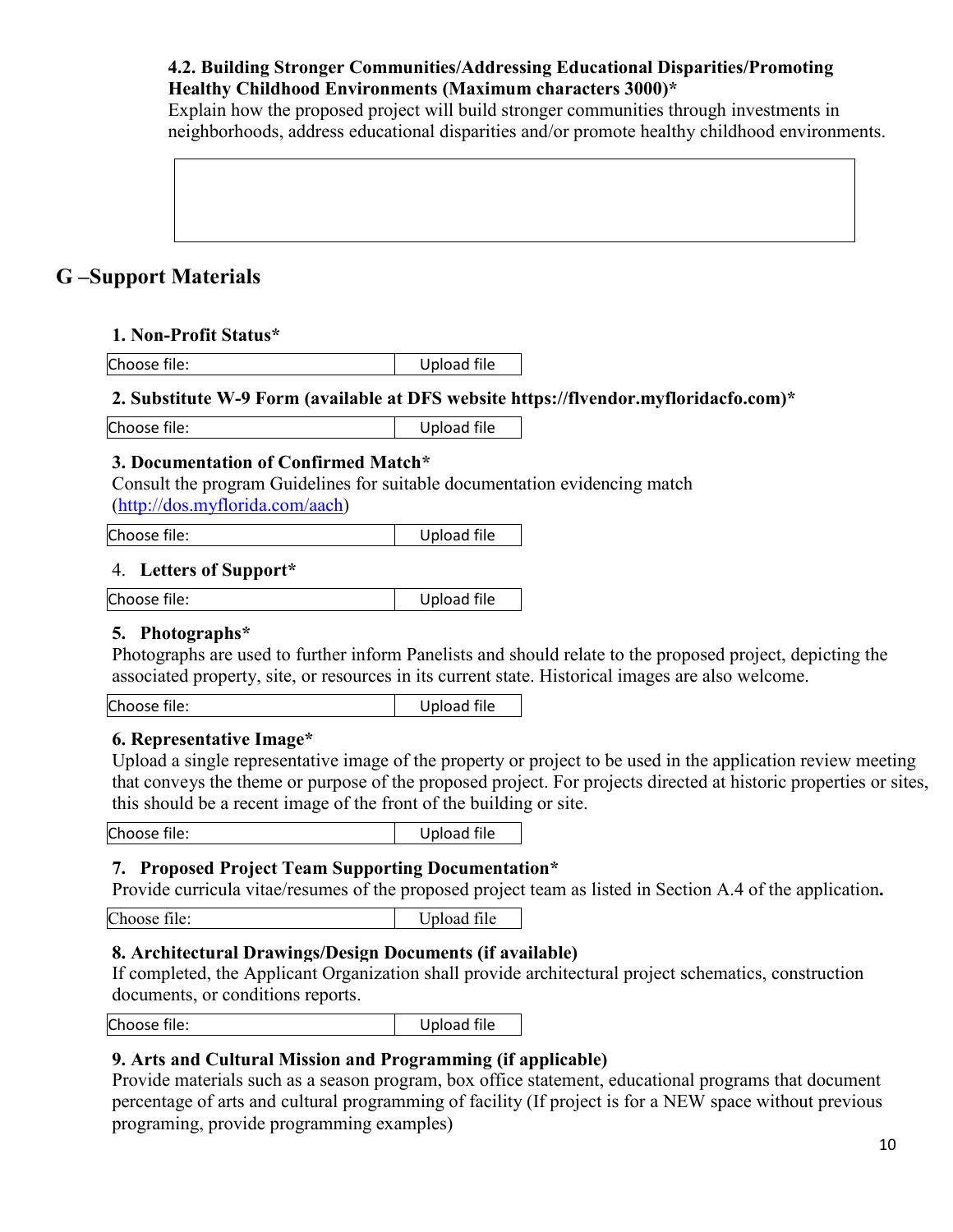**4.2. Building Stronger Communities/Addressing Educational Disparities/Promoting Healthy Childhood Environments (Maximum characters 3000)***

Explain how the proposed project will build stronger communities through investments in neighborhoods, address educational disparities and/or promote healthy childhood environments.

## G –Support Materials

**1. Non-Profit Status***

| Choose file: | Upload file |
|---|---|

**2. Substitute W-9 Form (available at DFS website https://flvendor.myfloridacfo.com)***

| Choose file: | Upload file |
|---|---|

**3. Documentation of Confirmed Match***

Consult the program Guidelines for suitable documentation evidencing match (http://dos.myflorida.com/aach)

| Choose file: | Upload file |
|---|---|

4. **Letters of Support***

| Choose file: | Upload file |
|---|---|

**5. Photographs***

Photographs are used to further inform Panelists and should relate to the proposed project, depicting the associated property, site, or resources in its current state. Historical images are also welcome.

| Choose file: | Upload file |
|---|---|

**6. Representative Image***

Upload a single representative image of the property or project to be used in the application review meeting that conveys the theme or purpose of the proposed project. For projects directed at historic properties or sites, this should be a recent image of the front of the building or site.

| Choose file: | Upload file |
|---|---|

**7. Proposed Project Team Supporting Documentation***

Provide curricula vitae/resumes of the proposed project team as listed in Section A.4 of the application**.**

| Choose file: | Upload file |
|---|---|

**8. Architectural Drawings/Design Documents (if available)**

If completed, the Applicant Organization shall provide architectural project schematics, construction documents, or conditions reports.

| Choose file: | Upload file |
|---|---|

**9. Arts and Cultural Mission and Programming (if applicable)**

Provide materials such as a season program, box office statement, educational programs that document percentage of arts and cultural programming of facility (If project is for a NEW space without previous programing, provide programming examples)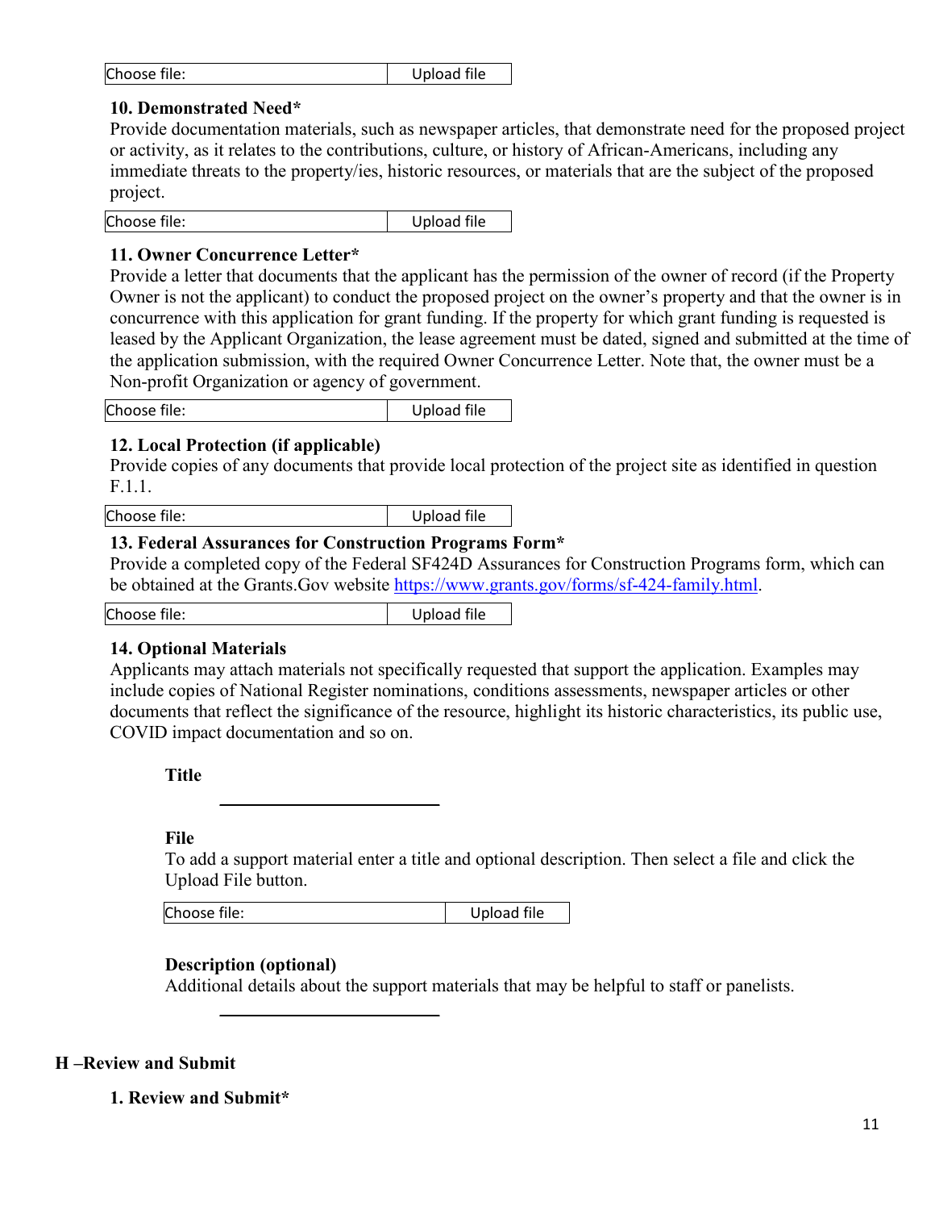| Choose file: | Upload file |
|---|---|

**10. Demonstrated Need***

Provide documentation materials, such as newspaper articles, that demonstrate need for the proposed project or activity, as it relates to the contributions, culture, or history of African-Americans, including any immediate threats to the property/ies, historic resources, or materials that are the subject of the proposed project.

| Choose file: | Upload file |
|---|---|

**11. Owner Concurrence Letter***

Provide a letter that documents that the applicant has the permission of the owner of record (if the Property Owner is not the applicant) to conduct the proposed project on the owner's property and that the owner is in concurrence with this application for grant funding. If the property for which grant funding is requested is leased by the Applicant Organization, the lease agreement must be dated, signed and submitted at the time of the application submission, with the required Owner Concurrence Letter. Note that, the owner must be a Non-profit Organization or agency of government.

| Choose file: | Upload file |
|---|---|

**12. Local Protection (if applicable)**

Provide copies of any documents that provide local protection of the project site as identified in question F.1.1.

| Choose file: | Upload file |
|---|---|

**13. Federal Assurances for Construction Programs Form***

Provide a completed copy of the Federal SF424D Assurances for Construction Programs form, which can be obtained at the Grants.Gov website [https://www.grants.gov/forms/sf-424-family.html](https://www.grants.gov/forms/sf-424-family.html).

| Choose file: | Upload file |
|---|---|

**14. Optional Materials**

Applicants may attach materials not specifically requested that support the application. Examples may include copies of National Register nominations, conditions assessments, newspaper articles or other documents that reflect the significance of the resource, highlight its historic characteristics, its public use, COVID impact documentation and so on.

**Title**

\_\_\_\_\_\_\_\_\_\_\_\_\_\_\_\_\_\_\_\_\_\_\_\_\_\_

**File**

To add a support material enter a title and optional description. Then select a file and click the Upload File button.

| Choose file: | Upload file |
|---|---|

**Description (optional)**

Additional details about the support materials that may be helpful to staff or panelists.

\_\_\_\_\_\_\_\_\_\_\_\_\_\_\_\_\_\_\_\_\_\_\_\_\_\_

## H –Review and Submit

**1. Review and Submit***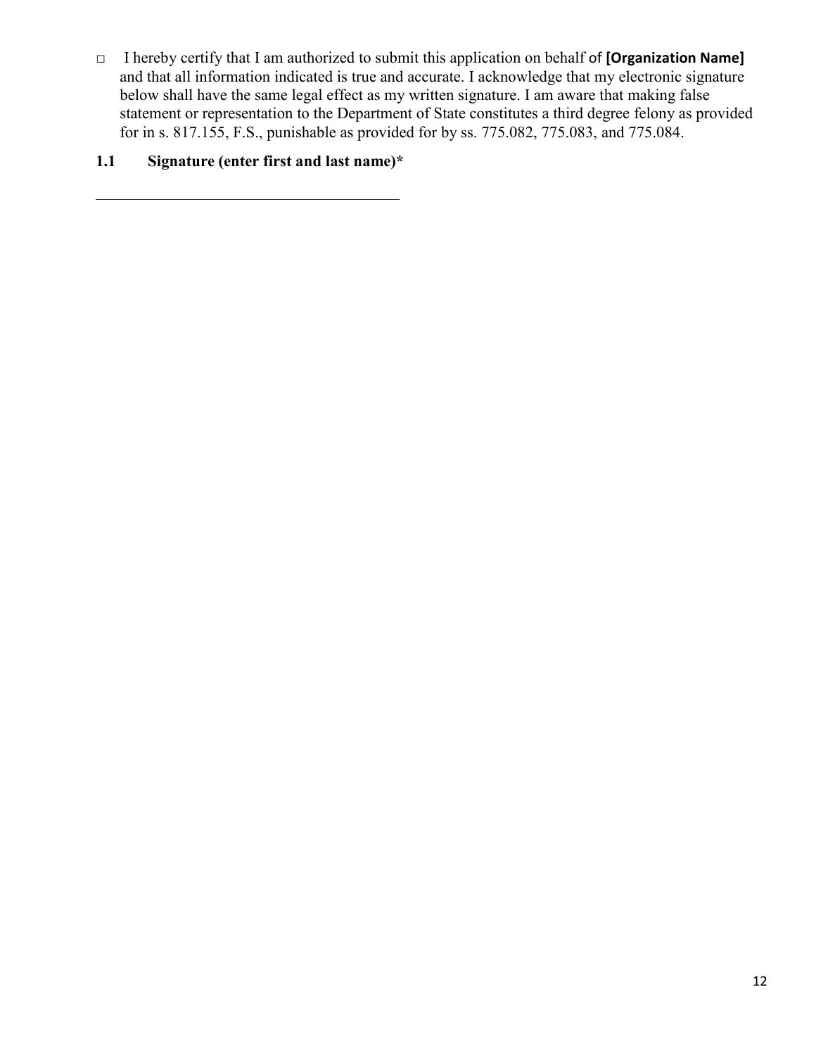□ I hereby certify that I am authorized to submit this application on behalf of **[Organization Name]** and that all information indicated is true and accurate. I acknowledge that my electronic signature below shall have the same legal effect as my written signature. I am aware that making false statement or representation to the Department of State constitutes a third degree felony as provided for in s. 817.155, F.S., punishable as provided for by ss. 775.082, 775.083, and 775.084.

### 1.1 Signature (enter first and last name)*

\_\_\_\_\_\_\_\_\_\_\_\_\_\_\_\_\_\_\_\_\_\_\_\_\_\_\_\_\_\_\_\_\_\_\_\_\_\_\_\_